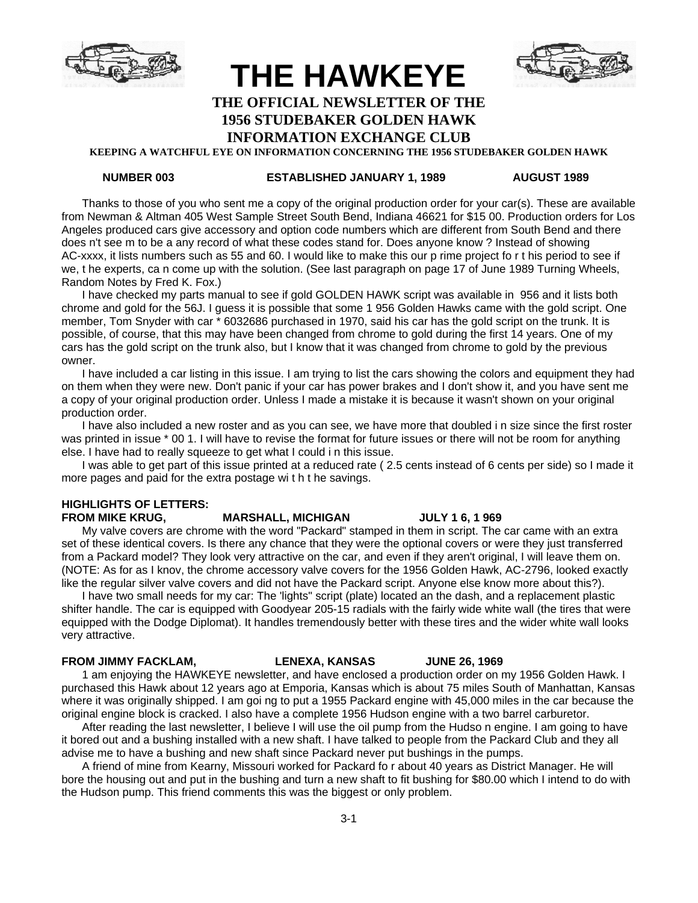# THE HAWKEYE

## THE OFFICIAL NEWSLETTER OF THE 1956 STUDEBAKER GOLDEN HAWK INFORMATION EXCHANGE CLUB

**KEEPING A WATCHFUL EYE ON INFORMATION CONCERNING THE 1956 STUDEBAKER GOLDEN HAWK**

**NUMBER 003 ESTABLISHED JANUARY 1, 1989 AUGUST 1989**

Thanks to those of you who sent me a copy of the original production order for your car(s). These are available from Newman & Altman 405 West Sample Street South Bend, Indiana 46621 for $15 00. Production orders for Los Angeles produced cars give accessory and option code numbers which are different from South Bend and there does n't see m to be a any record of what these codes stand for. Does anyone know ? Instead of showing AC-xxxx, it lists numbers such as 55 and 60. I would like to make this our p rime project fo r t his period to see if we, t he experts, ca n come up with the solution. (See last paragraph on page 17 of June 1989 Turning Wheels, Random Notes by Fred K. Fox.)

I have checked my parts manual to see if gold GOLDEN HAWK script was available in 956 and it lists both chrome and gold for the 56J. I guess it is possible that some 1 956 Golden Hawks came with the gold script. One member, Tom Snyder with car * 6032686 purchased in 1970, said his car has the gold script on the trunk. It is possible, of course, that this may have been changed from chrome to gold during the first 14 years. One of my cars has the gold script on the trunk also, but I know that it was changed from chrome to gold by the previous owner.

I have included a car listing in this issue. I am trying to list the cars showing the colors and equipment they had on them when they were new. Don't panic if your car has power brakes and I don't show it, and you have sent me a copy of your original production order. Unless I made a mistake it is because it wasn't shown on your original production order.

I have also included a new roster and as you can see, we have more that doubled i n size since the first roster was printed in issue * 00 1. I will have to revise the format for future issues or there will not be room for anything else. I have had to really squeeze to get what I could i n this issue.

I was able to get part of this issue printed at a reduced rate ( 2.5 cents instead of 6 cents per side) so I made it more pages and paid for the extra postage wi t h t he savings.

**HIGHLIGHTS OF LETTERS:**

**FROM MIKE KRUG, MARSHALL, MICHIGAN JULY 1 6, 1 969**

My valve covers are chrome with the word "Packard" stamped in them in script. The car came with an extra set of these identical covers. Is there any chance that they were the optional covers or were they just transferred from a Packard model? They look very attractive on the car, and even if they aren't original, I will leave them on. (NOTE: As for as I knov, the chrome accessory valve covers for the 1956 Golden Hawk, AC-2796, looked exactly like the regular silver valve covers and did not have the Packard script. Anyone else know more about this?).

I have two small needs for my car: The 'lights" script (plate) located an the dash, and a replacement plastic shifter handle. The car is equipped with Goodyear 205-15 radials with the fairly wide white wall (the tires that were equipped with the Dodge Diplomat). It handles tremendously better with these tires and the wider white wall looks very attractive.

**FROM JIMMY FACKLAM, LENEXA, KANSAS JUNE 26, 1969**

1 am enjoying the HAWKEYE newsletter, and have enclosed a production order on my 1956 Golden Hawk. I purchased this Hawk about 12 years ago at Emporia, Kansas which is about 75 miles South of Manhattan, Kansas where it was originally shipped. I am goi ng to put a 1955 Packard engine with 45,000 miles in the car because the original engine block is cracked. I also have a complete 1956 Hudson engine with a two barrel carburetor.

After reading the last newsletter, I believe I will use the oil pump from the Hudso n engine. I am going to have it bored out and a bushing installed with a new shaft. I have talked to people from the Packard Club and they all advise me to have a bushing and new shaft since Packard never put bushings in the pumps.

A friend of mine from Kearny, Missouri worked for Packard fo r about 40 years as District Manager. He will bore the housing out and put in the bushing and turn a new shaft to fit bushing for $80.00 which I intend to do with the Hudson pump. This friend comments this was the biggest or only problem.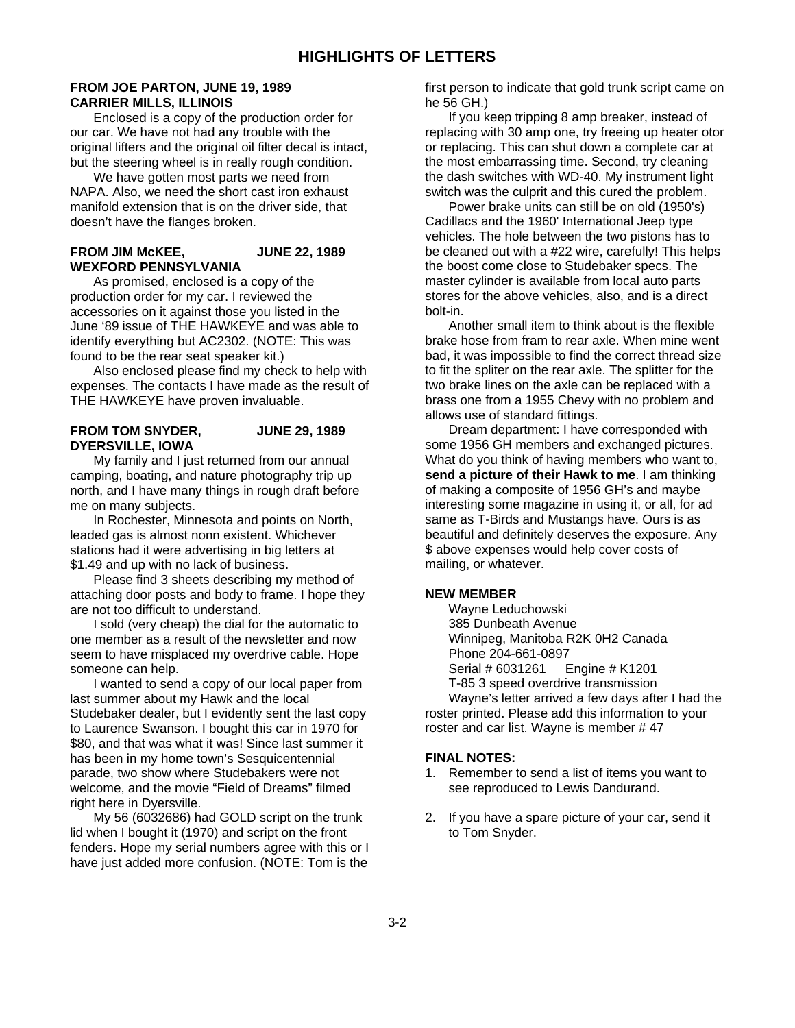# HIGHLIGHTS OF LETTERS

**FROM JOE PARTON, JUNE 19, 1989**
**CARRIER MILLS, ILLINOIS**

Enclosed is a copy of the production order for our car. We have not had any trouble with the original lifters and the original oil filter decal is intact, but the steering wheel is in really rough condition.

We have gotten most parts we need from NAPA. Also, we need the short cast iron exhaust manifold extension that is on the driver side, that doesn't have the flanges broken.

**FROM JIM McKEE, JUNE 22, 1989**
**WEXFORD PENNSYLVANIA**

As promised, enclosed is a copy of the production order for my car. I reviewed the accessories on it against those you listed in the June '89 issue of THE HAWKEYE and was able to identify everything but AC2302. (NOTE: This was found to be the rear seat speaker kit.)

Also enclosed please find my check to help with expenses. The contacts I have made as the result of THE HAWKEYE have proven invaluable.

**FROM TOM SNYDER, JUNE 29, 1989**
**DYERSVILLE, IOWA**

My family and I just returned from our annual camping, boating, and nature photography trip up north, and I have many things in rough draft before me on many subjects.

In Rochester, Minnesota and points on North, leaded gas is almost nonn existent. Whichever stations had it were advertising in big letters at $1.49 and up with no lack of business.

Please find 3 sheets describing my method of attaching door posts and body to frame. I hope they are not too difficult to understand.

I sold (very cheap) the dial for the automatic to one member as a result of the newsletter and now seem to have misplaced my overdrive cable. Hope someone can help.

I wanted to send a copy of our local paper from last summer about my Hawk and the local Studebaker dealer, but I evidently sent the last copy to Laurence Swanson. I bought this car in 1970 for $80, and that was what it was! Since last summer it has been in my home town's Sesquicentennial parade, two show where Studebakers were not welcome, and the movie "Field of Dreams" filmed right here in Dyersville.

My 56 (6032686) had GOLD script on the trunk lid when I bought it (1970) and script on the front fenders. Hope my serial numbers agree with this or I have just added more confusion. (NOTE: Tom is the first person to indicate that gold trunk script came on he 56 GH.)

If you keep tripping 8 amp breaker, instead of replacing with 30 amp one, try freeing up heater otor or replacing. This can shut down a complete car at the most embarrassing time. Second, try cleaning the dash switches with WD-40. My instrument light switch was the culprit and this cured the problem.

Power brake units can still be on old (1950's) Cadillacs and the 1960' International Jeep type vehicles. The hole between the two pistons has to be cleaned out with a #22 wire, carefully! This helps the boost come close to Studebaker specs. The master cylinder is available from local auto parts stores for the above vehicles, also, and is a direct bolt-in.

Another small item to think about is the flexible brake hose from fram to rear axle. When mine went bad, it was impossible to find the correct thread size to fit the spliter on the rear axle. The splitter for the two brake lines on the axle can be replaced with a brass one from a 1955 Chevy with no problem and allows use of standard fittings.

Dream department: I have corresponded with some 1956 GH members and exchanged pictures. What do you think of having members who want to, **send a picture of their Hawk to me**. I am thinking of making a composite of 1956 GH's and maybe interesting some magazine in using it, or all, for ad same as T-Birds and Mustangs have. Ours is as beautiful and definitely deserves the exposure. Any $ above expenses would help cover costs of mailing, or whatever.

**NEW MEMBER**

Wayne Leduchowski
385 Dunbeath Avenue
Winnipeg, Manitoba R2K 0H2 Canada
Phone 204-661-0897
Serial # 6031261 Engine # K1201
T-85 3 speed overdrive transmission

Wayne's letter arrived a few days after I had the roster printed. Please add this information to your roster and car list. Wayne is member # 47

**FINAL NOTES:**

1. Remember to send a list of items you want to see reproduced to Lewis Dandurand.
2. If you have a spare picture of your car, send it to Tom Snyder.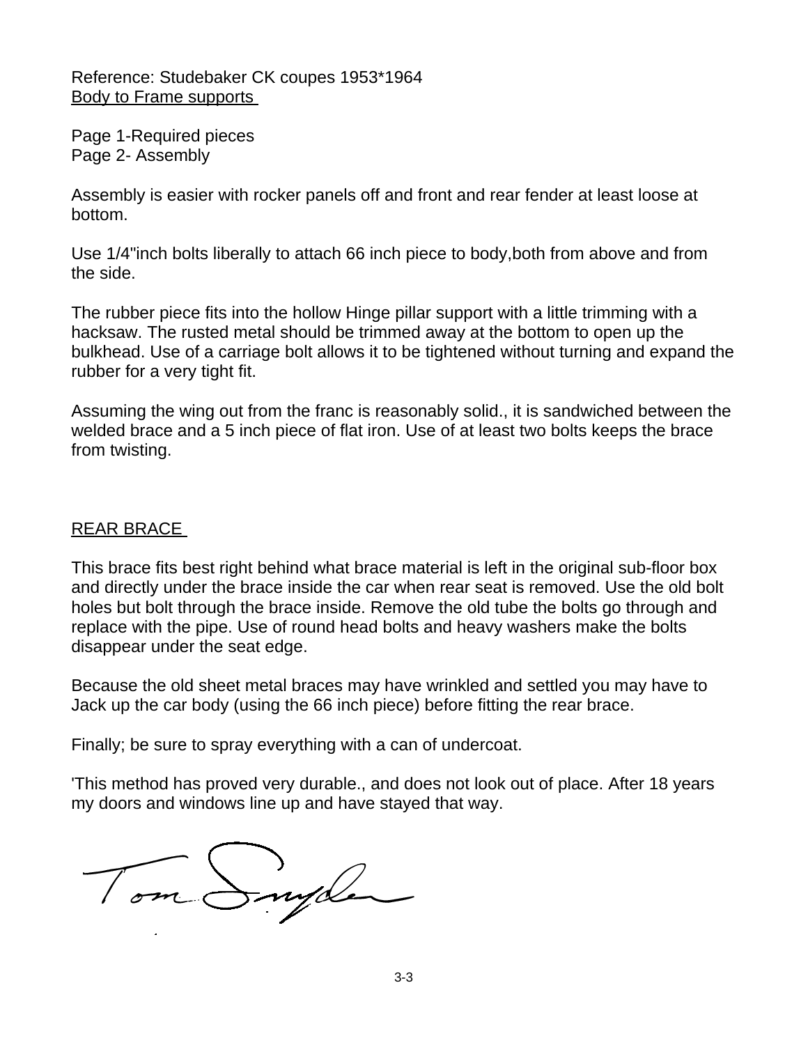Reference: Studebaker CK coupes 1953*1964
Body to Frame supports

Page 1-Required pieces
Page 2- Assembly

Assembly is easier with rocker panels off and front and rear fender at least loose at bottom.

Use 1/4"inch bolts liberally to attach 66 inch piece to body,both from above and from the side.

The rubber piece fits into the hollow Hinge pillar support with a little trimming with a hacksaw. The rusted metal should be trimmed away at the bottom to open up the bulkhead. Use of a carriage bolt allows it to be tightened without turning and expand the rubber for a very tight fit.

Assuming the wing out from the franc is reasonably solid., it is sandwiched between the welded brace and a 5 inch piece of flat iron. Use of at least two bolts keeps the brace from twisting.

REAR BRACE

This brace fits best right behind what brace material is left in the original sub-floor box and directly under the brace inside the car when rear seat is removed. Use the old bolt holes but bolt through the brace inside. Remove the old tube the bolts go through and replace with the pipe. Use of round head bolts and heavy washers make the bolts disappear under the seat edge.

Because the old sheet metal braces may have wrinkled and settled you may have to Jack up the car body (using the 66 inch piece) before fitting the rear brace.

Finally; be sure to spray everything with a can of undercoat.

'This method has proved very durable., and does not look out of place. After 18 years my doors and windows line up and have stayed that way.

Tom Snyder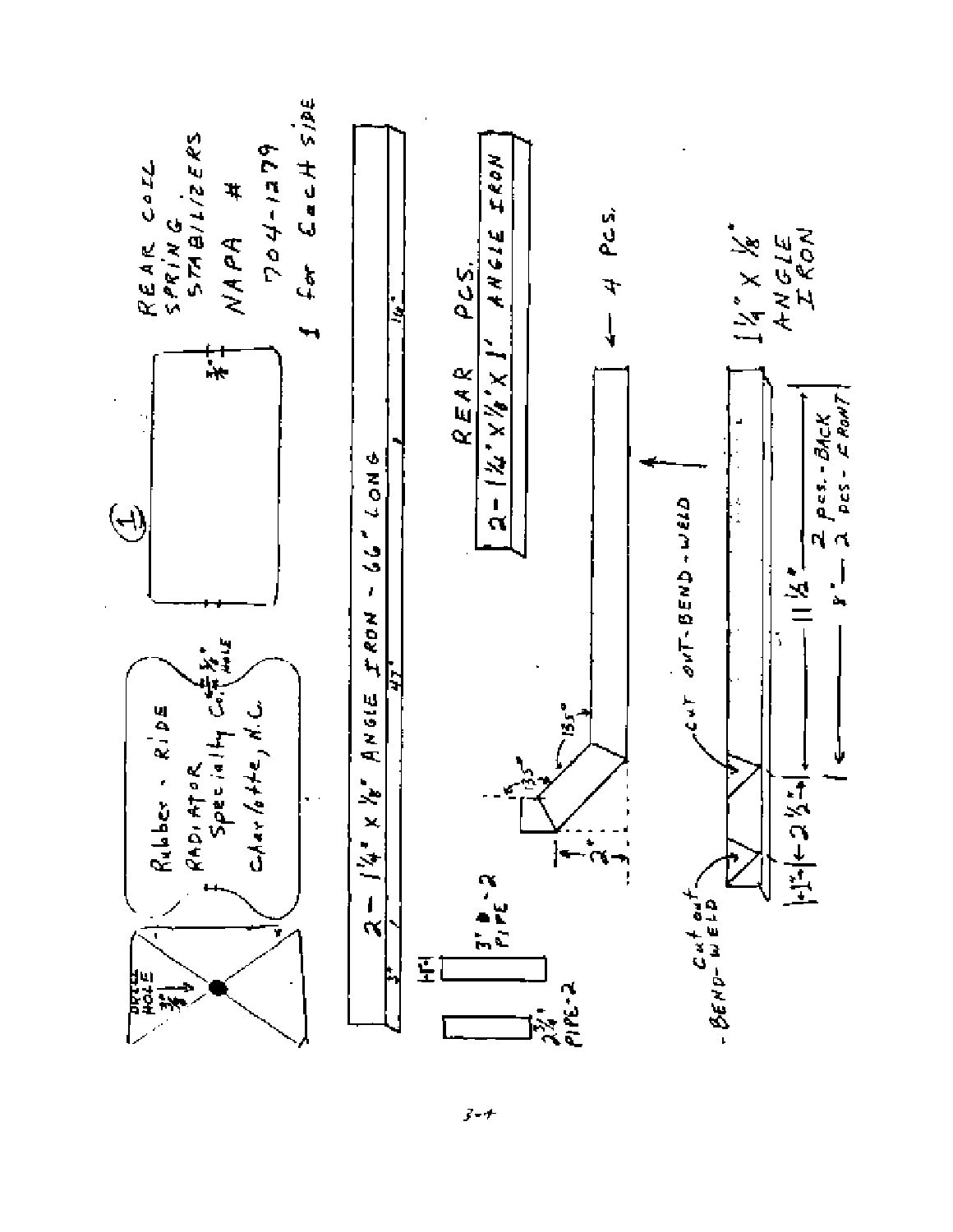REAR COIL SPRING STABILIZERS

NAPA # 704-1279

1 for Each side

Rubber - Ride

RADIATOR Specialty Co.

Charlotte, N.C.

5/8" HOLE

DRILL HOLE 3/8"

①

3/8"

2 - 1 1/4" x 1/8" ANGLE IRON - 66" LONG

3" — 47" — 16"

REAR PCS.

2 - 1 1/4" X 1/8" X 1' ANGLE IRON

2 3/4" PIPE - 2

3" PIPE - 2

1 1/4"

2"

135°

135°

← 4 PCS.

CUT OUT - BEND - WELD

Cut out - BEND - WELD

1 1/4" X 1/8" ANGLE IRON

1" — 2 1/2" — 11 1/2" — 2 pcs. - BACK

8" — 2 pcs. - FRONT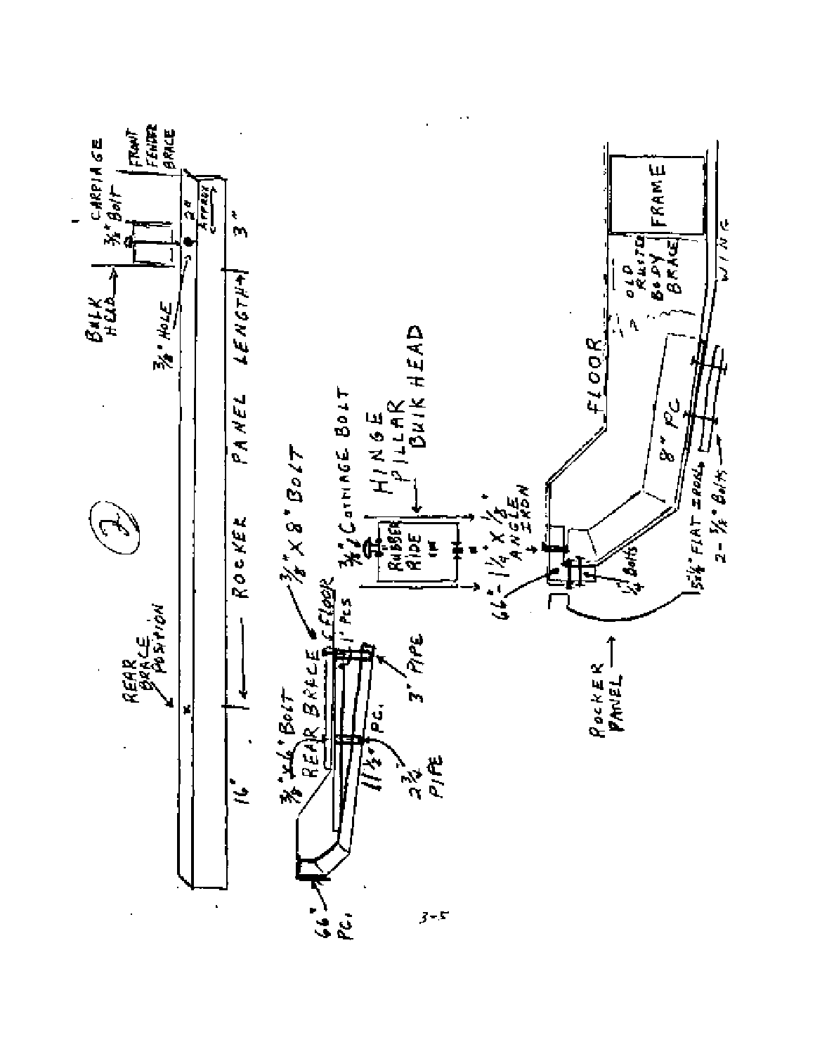**2**

REAR BRACE POSITION

ROCKER PANEL LENGTH

16"

3"

BULK HEAD

3/8" HOLE

CARRIAGE 3/8" BOLT

FRONT FENDER BRACE

2" APPROX

3/8" x 6" BOLT

REAR BRACE

3/8" x 8" BOLT

FLOOR

1" PCS

3" PIPE

2 1/2 PIPE

11 1/2" PC.

66" PC.

3/8" CARRIAGE BOLT

RUBBER RIDE

HINGE PILLAR BULK HEAD

66" - 1 1/4 x 1/8 ANGLE IRON

1/4 BOLTS

8" PC

FLOOR

OLD RUSTED BODY BRACE

FRAME

WING

5 x 1/4" FLAT IRON

2 - 3/8" BOLTS

ROCKER PANEL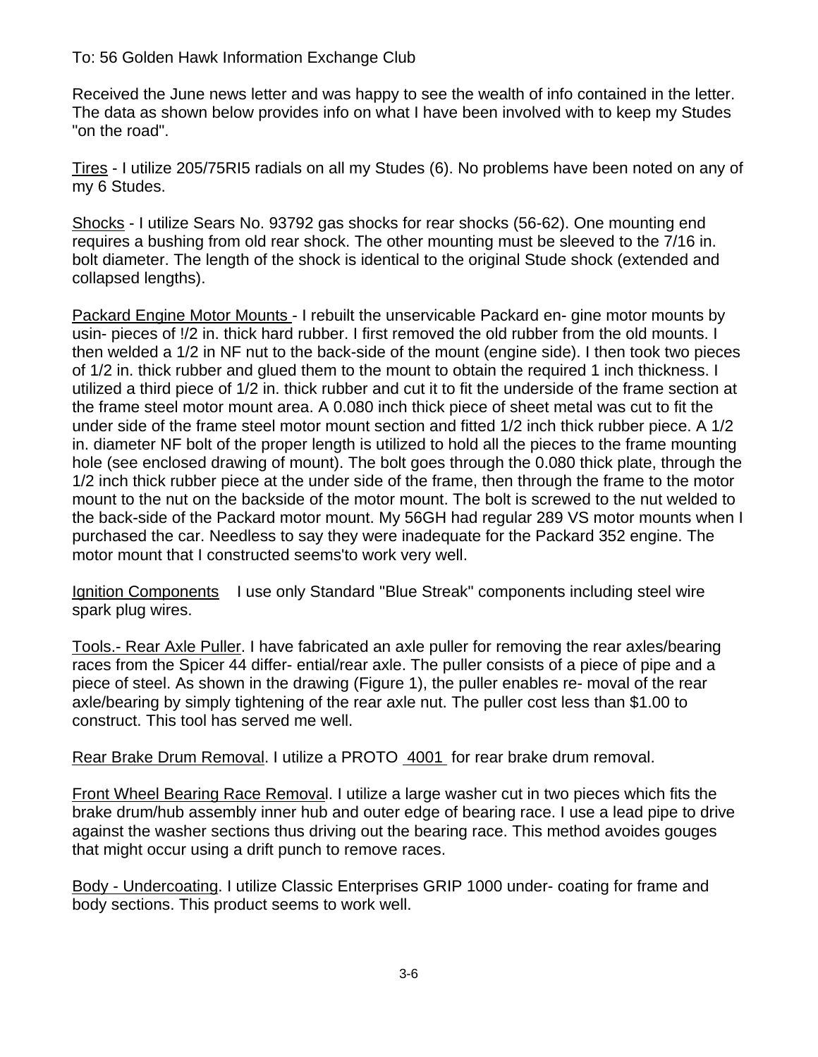To: 56 Golden Hawk Information Exchange Club

Received the June news letter and was happy to see the wealth of info contained in the letter. The data as shown below provides info on what I have been involved with to keep my Studes "on the road".

<u>Tires</u> - I utilize 205/75RI5 radials on all my Studes (6). No problems have been noted on any of my 6 Studes.

<u>Shocks</u> - I utilize Sears No. 93792 gas shocks for rear shocks (56-62). One mounting end requires a bushing from old rear shock. The other mounting must be sleeved to the 7/16 in. bolt diameter. The length of the shock is identical to the original Stude shock (extended and collapsed lengths).

<u>Packard Engine Motor Mounts</u> - I rebuilt the unservicable Packard en- gine motor mounts by usin- pieces of !/2 in. thick hard rubber. I first removed the old rubber from the old mounts. I then welded a 1/2 in NF nut to the back-side of the mount (engine side). I then took two pieces of 1/2 in. thick rubber and glued them to the mount to obtain the required 1 inch thickness. I utilized a third piece of 1/2 in. thick rubber and cut it to fit the underside of the frame section at the frame steel motor mount area. A 0.080 inch thick piece of sheet metal was cut to fit the under side of the frame steel motor mount section and fitted 1/2 inch thick rubber piece. A 1/2 in. diameter NF bolt of the proper length is utilized to hold all the pieces to the frame mounting hole (see enclosed drawing of mount). The bolt goes through the 0.080 thick plate, through the 1/2 inch thick rubber piece at the under side of the frame, then through the frame to the motor mount to the nut on the backside of the motor mount. The bolt is screwed to the nut welded to the back-side of the Packard motor mount. My 56GH had regular 289 VS motor mounts when I purchased the car. Needless to say they were inadequate for the Packard 352 engine. The motor mount that I constructed seems'to work very well.

<u>Ignition Components</u> I use only Standard "Blue Streak" components including steel wire spark plug wires.

<u>Tools.- Rear Axle Puller</u>. I have fabricated an axle puller for removing the rear axles/bearing races from the Spicer 44 differ- ential/rear axle. The puller consists of a piece of pipe and a piece of steel. As shown in the drawing (Figure 1), the puller enables re- moval of the rear axle/bearing by simply tightening of the rear axle nut. The puller cost less than $1.00 to construct. This tool has served me well.

<u>Rear Brake Drum Removal</u>. I utilize a PROTO <u>4001</u> for rear brake drum removal.

<u>Front Wheel Bearing Race Removal</u>. I utilize a large washer cut in two pieces which fits the brake drum/hub assembly inner hub and outer edge of bearing race. I use a lead pipe to drive against the washer sections thus driving out the bearing race. This method avoides gouges that might occur using a drift punch to remove races.

<u>Body - Undercoating</u>. I utilize Classic Enterprises GRIP 1000 under- coating for frame and body sections. This product seems to work well.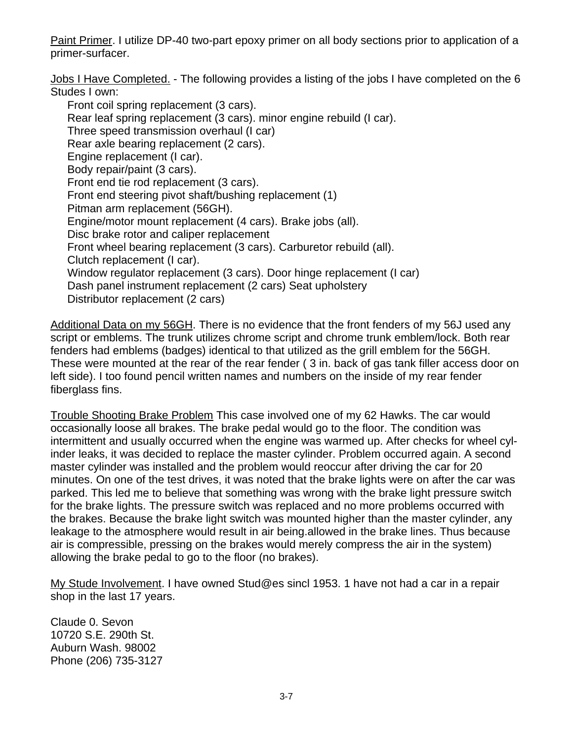Paint Primer. I utilize DP-40 two-part epoxy primer on all body sections prior to application of a primer-surfacer.

Jobs I Have Completed. - The following provides a listing of the jobs I have completed on the 6 Studes I own:

Front coil spring replacement (3 cars).
Rear leaf spring replacement (3 cars). minor engine rebuild (I car).
Three speed transmission overhaul (I car)
Rear axle bearing replacement (2 cars).
Engine replacement (I car).
Body repair/paint (3 cars).
Front end tie rod replacement (3 cars).
Front end steering pivot shaft/bushing replacement (1)
Pitman arm replacement (56GH).
Engine/motor mount replacement (4 cars). Brake jobs (all).
Disc brake rotor and caliper replacement
Front wheel bearing replacement (3 cars). Carburetor rebuild (all).
Clutch replacement (I car).
Window regulator replacement (3 cars). Door hinge replacement (I car)
Dash panel instrument replacement (2 cars) Seat upholstery
Distributor replacement (2 cars)

Additional Data on my 56GH. There is no evidence that the front fenders of my 56J used any script or emblems. The trunk utilizes chrome script and chrome trunk emblem/lock. Both rear fenders had emblems (badges) identical to that utilized as the grill emblem for the 56GH. These were mounted at the rear of the rear fender ( 3 in. back of gas tank filler access door on left side). I too found pencil written names and numbers on the inside of my rear fender fiberglass fins.

Trouble Shooting Brake Problem This case involved one of my 62 Hawks. The car would occasionally loose all brakes. The brake pedal would go to the floor. The condition was intermittent and usually occurred when the engine was warmed up. After checks for wheel cylinder leaks, it was decided to replace the master cylinder. Problem occurred again. A second master cylinder was installed and the problem would reoccur after driving the car for 20 minutes. On one of the test drives, it was noted that the brake lights were on after the car was parked. This led me to believe that something was wrong with the brake light pressure switch for the brake lights. The pressure switch was replaced and no more problems occurred with the brakes. Because the brake light switch was mounted higher than the master cylinder, any leakage to the atmosphere would result in air being.allowed in the brake lines. Thus because air is compressible, pressing on the brakes would merely compress the air in the system) allowing the brake pedal to go to the floor (no brakes).

My Stude Involvement. I have owned Stud@es sincl 1953. 1 have not had a car in a repair shop in the last 17 years.

Claude 0. Sevon
10720 S.E. 290th St.
Auburn Wash. 98002
Phone (206) 735-3127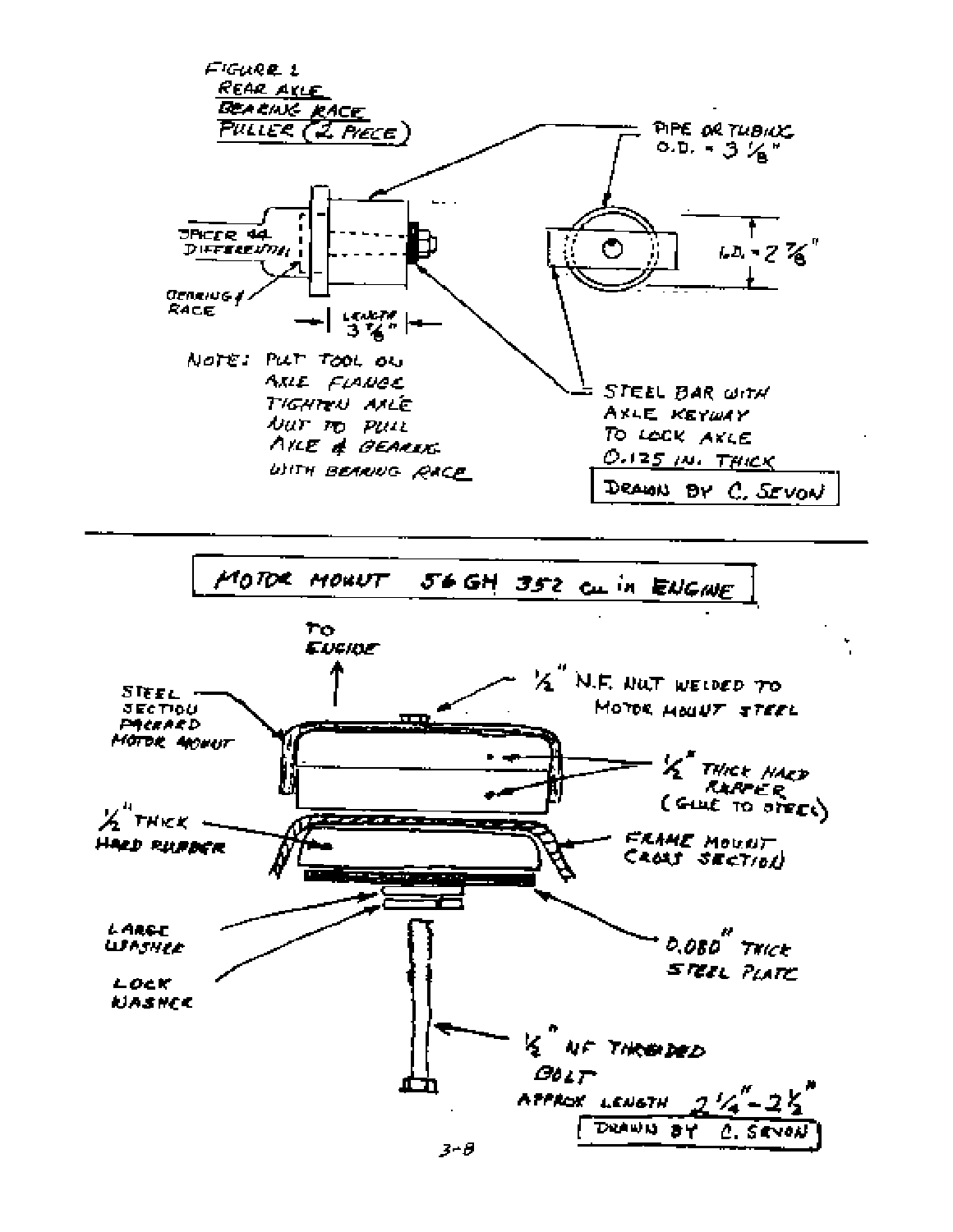FIGURE 1
REAR AXLE
BEARING RACE
PULLER (2 PIECE)

PIPE OR TUBING
O.D. = 3 1/8"

SPICER 44
DIFFERENTIAL

BEARING & RACE

LENGTH
3 7/8"

I.D. = 2 7/8"

NOTE: PUT TOOL ON AXLE FLANGE TIGHTEN AXLE NUT TO PULL AXLE & BEARING WITH BEARING RACE

STEEL BAR WITH AXLE KEYWAY TO LOCK AXLE 0.125 IN. THICK

DRAWN BY C. SEVON

---

## MOTOR MOUNT 56 GH 352 cu in ENGINE

TO ENGINE

1/2" N.F. NUT WELDED TO MOTOR MOUNT STEEL

STEEL SECTION PACKARD MOTOR MOUNT

1/2" THICK HARD RUBBER (GLUE TO STEEL)

1/2" THICK HARD RUBBER

FRAME MOUNT CROSS SECTION

LARGE WASHER

LOCK WASHER

0.080" THICK STEEL PLATE

1/2" NF THREADED BOLT
APPROX LENGTH 2 1/4" - 2 1/2"

DRAWN BY C. SEVON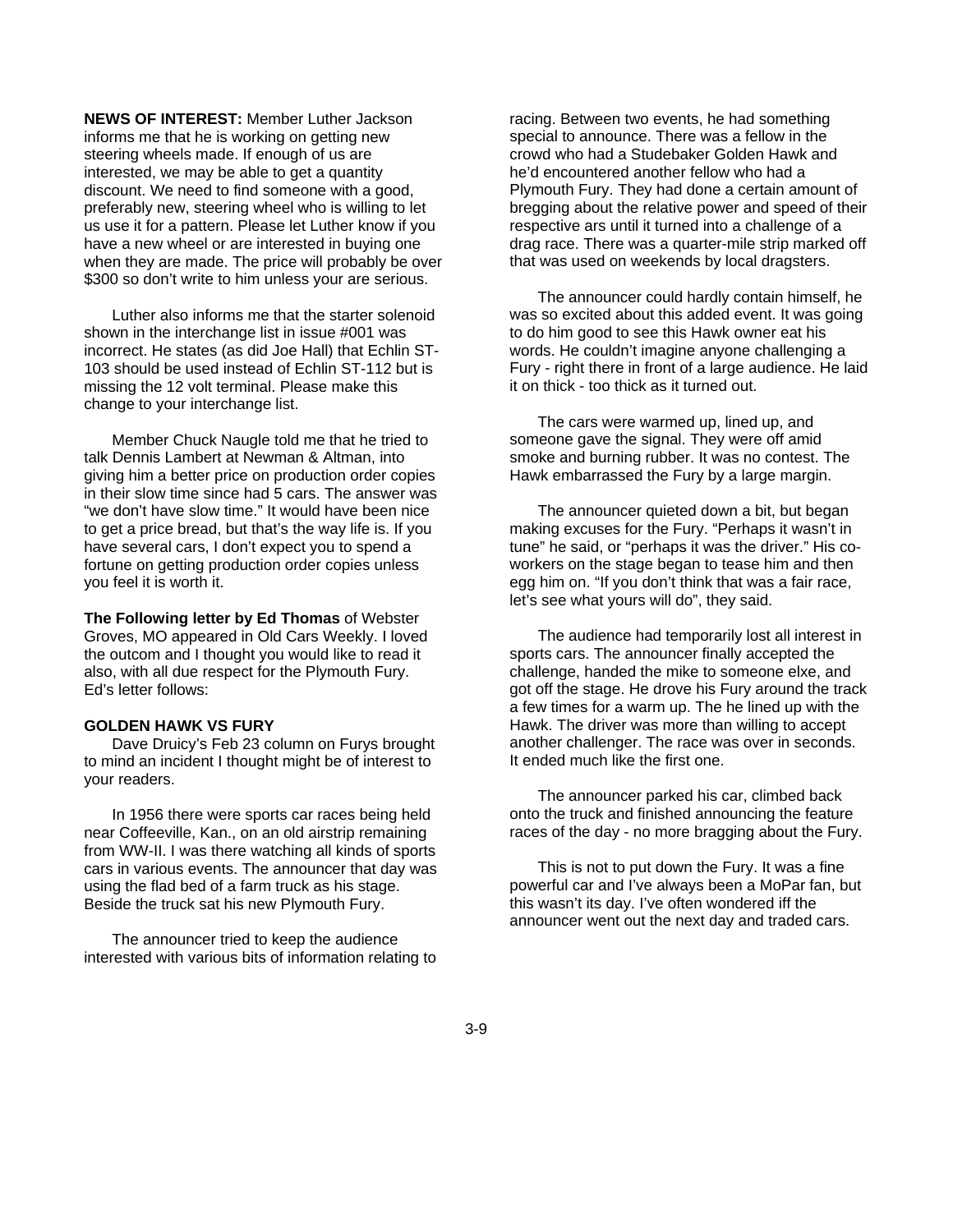**NEWS OF INTEREST:** Member Luther Jackson informs me that he is working on getting new steering wheels made. If enough of us are interested, we may be able to get a quantity discount. We need to find someone with a good, preferably new, steering wheel who is willing to let us use it for a pattern. Please let Luther know if you have a new wheel or are interested in buying one when they are made. The price will probably be over $300 so don't write to him unless your are serious.

Luther also informs me that the starter solenoid shown in the interchange list in issue #001 was incorrect. He states (as did Joe Hall) that Echlin ST-103 should be used instead of Echlin ST-112 but is missing the 12 volt terminal. Please make this change to your interchange list.

Member Chuck Naugle told me that he tried to talk Dennis Lambert at Newman & Altman, into giving him a better price on production order copies in their slow time since had 5 cars. The answer was "we don't have slow time." It would have been nice to get a price bread, but that's the way life is. If you have several cars, I don't expect you to spend a fortune on getting production order copies unless you feel it is worth it.

**The Following letter by Ed Thomas** of Webster Groves, MO appeared in Old Cars Weekly. I loved the outcom and I thought you would like to read it also, with all due respect for the Plymouth Fury. Ed's letter follows:

**GOLDEN HAWK VS FURY**

Dave Druicy's Feb 23 column on Furys brought to mind an incident I thought might be of interest to your readers.

In 1956 there were sports car races being held near Coffeeville, Kan., on an old airstrip remaining from WW-II. I was there watching all kinds of sports cars in various events. The announcer that day was using the flad bed of a farm truck as his stage. Beside the truck sat his new Plymouth Fury.

The announcer tried to keep the audience interested with various bits of information relating to racing. Between two events, he had something special to announce. There was a fellow in the crowd who had a Studebaker Golden Hawk and he'd encountered another fellow who had a Plymouth Fury. They had done a certain amount of bregging about the relative power and speed of their respective ars until it turned into a challenge of a drag race. There was a quarter-mile strip marked off that was used on weekends by local dragsters.

The announcer could hardly contain himself, he was so excited about this added event. It was going to do him good to see this Hawk owner eat his words. He couldn't imagine anyone challenging a Fury - right there in front of a large audience. He laid it on thick - too thick as it turned out.

The cars were warmed up, lined up, and someone gave the signal. They were off amid smoke and burning rubber. It was no contest. The Hawk embarrassed the Fury by a large margin.

The announcer quieted down a bit, but began making excuses for the Fury. "Perhaps it wasn't in tune" he said, or "perhaps it was the driver." His co-workers on the stage began to tease him and then egg him on. "If you don't think that was a fair race, let's see what yours will do", they said.

The audience had temporarily lost all interest in sports cars. The announcer finally accepted the challenge, handed the mike to someone elxe, and got off the stage. He drove his Fury around the track a few times for a warm up. The he lined up with the Hawk. The driver was more than willing to accept another challenger. The race was over in seconds. It ended much like the first one.

The announcer parked his car, climbed back onto the truck and finished announcing the feature races of the day - no more bragging about the Fury.

This is not to put down the Fury. It was a fine powerful car and I've always been a MoPar fan, but this wasn't its day. I've often wondered iff the announcer went out the next day and traded cars.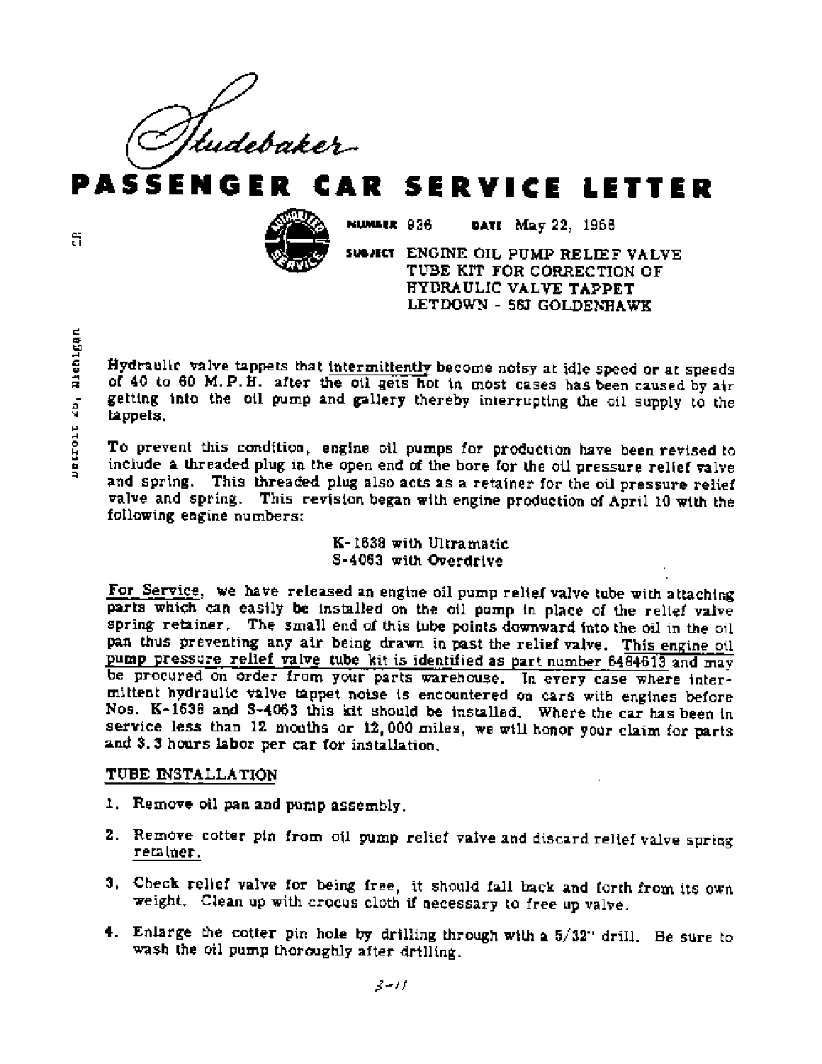Studebaker

# PASSENGER CAR SERVICE LETTER

NUMBER 936 DATE May 22, 1956

SUBJECT ENGINE OIL PUMP RELIEF VALVE TUBE KIT FOR CORRECTION OF HYDRAULIC VALVE TAPPET LETDOWN - 56J GOLDENHAWK

Hydraulic valve tappets that intermittently become noisy at idle speed or at speeds of 40 to 60 M.P.H. after the oil gets hot in most cases has been caused by air getting into the oil pump and gallery thereby interrupting the oil supply to the tappets.

To prevent this condition, engine oil pumps for production have been revised to include a threaded plug in the open end of the bore for the oil pressure relief valve and spring. This threaded plug also acts as a retainer for the oil pressure relief valve and spring. This revision began with engine production of April 10 with the following engine numbers:

K-1638 with Ultramatic
S-4063 with Overdrive

For Service, we have released an engine oil pump relief valve tube with attaching parts which can easily be installed on the oil pump in place of the relief valve spring retainer. The small end of this tube points downward into the oil in the oil pan thus preventing any air being drawn in past the relief valve. This engine oil pump pressure relief valve tube kit is identified as part number 6484613 and may be procured on order from your parts warehouse. In every case where intermittent hydraulic valve tappet noise is encountered on cars with engines before Nos. K-1638 and S-4063 this kit should be installed. Where the car has been in service less than 12 months or 12,000 miles, we will honor your claim for parts and 3.3 hours labor per car for installation.

## TUBE INSTALLATION

1. Remove oil pan and pump assembly.

2. Remove cotter pin from oil pump relief valve and discard relief valve spring retainer.

3. Check relief valve for being free, it should fall back and forth from its own weight. Clean up with crocus cloth if necessary to free up valve.

4. Enlarge the cotter pin hole by drilling through with a 5/32" drill. Be sure to wash the oil pump thoroughly after drilling.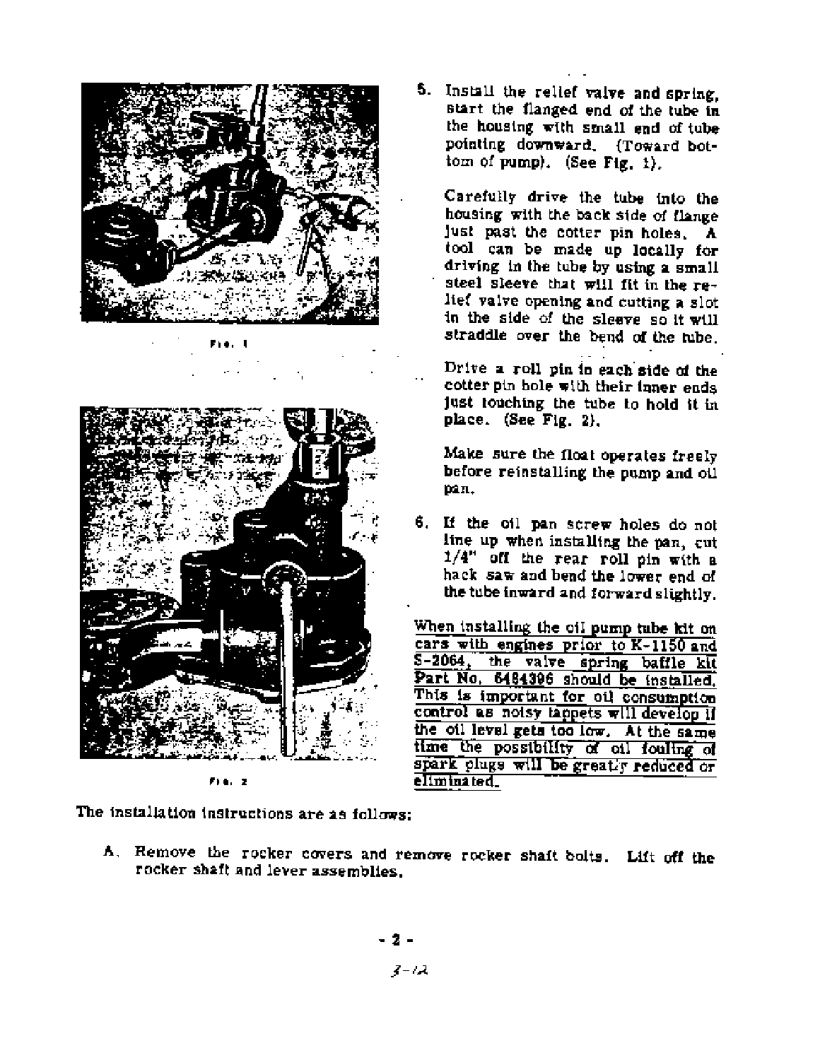Fig. 1

Fig. 2

5. Install the relief valve and spring, start the flanged end of the tube in the housing with small end of tube pointing downward. (Toward bottom of pump). (See Fig. 1).

   Carefully drive the tube into the housing with the back side of flange just past the cotter pin holes. A tool can be made up locally for driving in the tube by using a small steel sleeve that will fit in the relief valve opening and cutting a slot in the side of the sleeve so it will straddle over the bend of the tube.

   Drive a roll pin in each side of the cotter pin hole with their inner ends just touching the tube to hold it in place. (See Fig. 2).

   Make sure the float operates freely before reinstalling the pump and oil pan.

6. If the oil pan screw holes do not line up when installing the pan, cut 1/4" off the rear roll pin with a hack saw and bend the lower end of the tube inward and forward slightly.

<u>When installing the oil pump tube kit on cars with engines prior to K-1150 and S-2064, the valve spring baffle kit Part No. 6484396 should be installed. This is important for oil consumption control as noisy tappets will develop if the oil level gets too low. At the same time the possibility of oil fouling of spark plugs will be greatly reduced or eliminated.</u>

The installation instructions are as follows:

A. Remove the rocker covers and remove rocker shaft bolts. Lift off the rocker shaft and lever assemblies.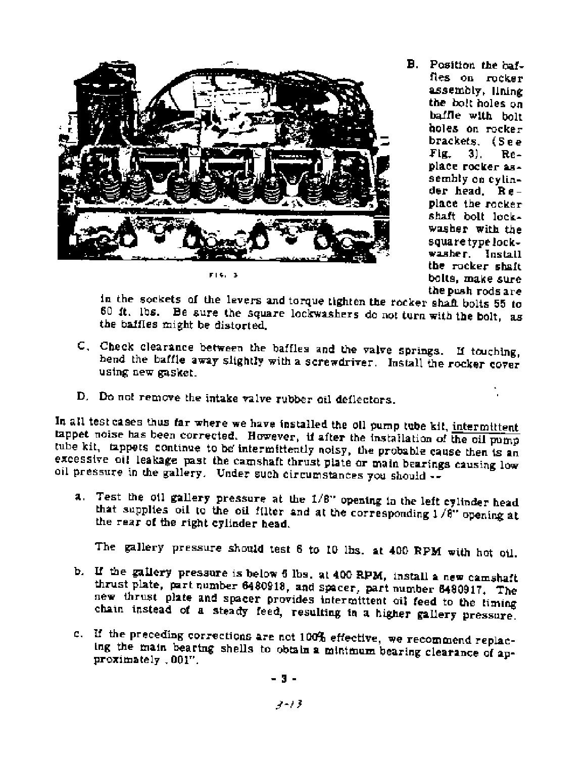FIG. 3

B. Position the baffles on rocker assembly, lining the bolt holes on baffle with bolt holes on rocker brackets. (See Fig. 3). Replace rocker assembly on cylinder head. Replace the rocker shaft bolt lockwasher with the square type lockwasher. Install the rocker shaft bolts, make sure the push rods are in the sockets of the levers and torque tighten the rocker shaft bolts 55 to 60 ft. lbs. Be sure the square lockwashers do not turn with the bolt, as the baffles might be distorted.

C. Check clearance between the baffles and the valve springs. If touching, bend the baffle away slightly with a screwdriver. Install the rocker cover using new gasket.

D. Do not remove the intake valve rubber oil deflectors.

In all test cases thus far where we have installed the oil pump tube kit, <u>intermittent</u> tappet noise has been corrected. However, if after the installation of <u>the oil pump</u> tube kit, tappets continue to be intermittently noisy, the probable cause then is an excessive oil leakage past the camshaft thrust plate or main bearings causing low oil pressure in the gallery. Under such circumstances you should --

a. Test the oil gallery pressure at the 1/8" opening in the left cylinder head that supplies oil to the oil filter and at the corresponding 1/8" opening at the rear of the right cylinder head.

   The gallery pressure should test 6 to 10 lbs. at 400 RPM with hot oil.

b. If the gallery pressure is below 6 lbs. at 400 RPM, install a new camshaft thrust plate, part number 6480918, and spacer, part number 6480917. The new thrust plate and spacer provides intermittent oil feed to the timing chain instead of a steady feed, resulting in a higher gallery pressure.

c. If the preceding corrections are not 100% effective, we recommend replacing the main bearing shells to obtain a minimum bearing clearance of approximately .001".

- 3 -

3-13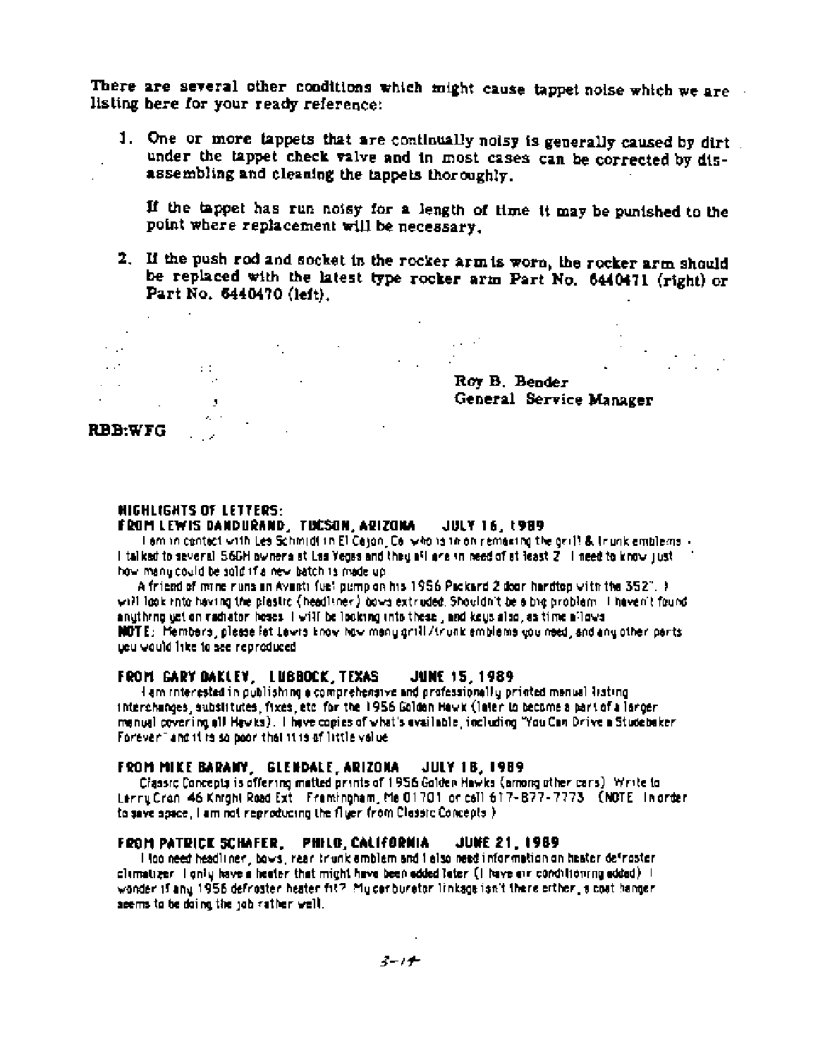There are several other conditions which might cause tappet noise which we are listing here for your ready reference:

1. One or more tappets that are continually noisy is generally caused by dirt under the tappet check valve and in most cases can be corrected by disassembling and cleaning the tappets thoroughly.

   If the tappet has run noisy for a length of time it may be punished to the point where replacement will be necessary.

2. If the push rod and socket in the rocker arm is worn, the rocker arm should be replaced with the latest type rocker arm Part No. 6440471 (right) or Part No. 6440470 (left).

Roy B. Bender
General Service Manager

RBB:WFG

**HIGHLIGHTS OF LETTERS:**

**FROM LEWIS DANDURAND, TUCSON, ARIZONA JULY 16, 1989**

I am in contact with Les Schmidt in El Cajon, Ca. who is in on remaking the grill & trunk emblems. I talked to several 56GH owners at Las Vegas and they all are in need of at least 2. I need to know just how many could be sold if a new batch is made up.

A friend of mine runs an Avanti fuel pump on his 1956 Packard 2 door hardtop with the 352". I will look into having the plastic (headliner) bows extruded. Shouldn't be a big problem. I haven't found anything yet on radiator hoses. I will be looking into these, and keys also, as time allows.

**NOTE:** Members, please let Lewis know how many grill/trunk emblems you need, and any other parts you would like to see reproduced.

**FROM GARY OAKLEY, LUBBOCK, TEXAS JUNE 15, 1989**

I am interested in publishing a comprehensive and professionally printed manual listing interchanges, substitutes, fixes, etc. for the 1956 Golden Hawk (later to become a part of a larger manual covering all Hawks). I have copies of what's available, including "You Can Drive a Studebaker Forever" and it is so poor that it is of little value.

**FROM MIKE BARANY, GLENDALE, ARIZONA JULY 18, 1989**

Classic Concepts is offering matted prints of 1956 Golden Hawks (among other cars). Write to Larry Cran 46 Knight Road Ext. Framingham, Ma 01701 or call 617-877-7773. (NOTE: In order to save space, I am not reproducing the flyer from Classic Concepts.)

**FROM PATRICK SCHAFER, PHILO, CALIFORNIA JUNE 21, 1989**

I too need headliner, bows, rear trunk emblem and I also need information on heater defroster climatizer. I only have a heater that might have been added later (I have air conditioning added). I wonder if any 1956 defroster heater fit? My carburetor linkage isn't there either, a coat hanger seems to be doing the job rather well.